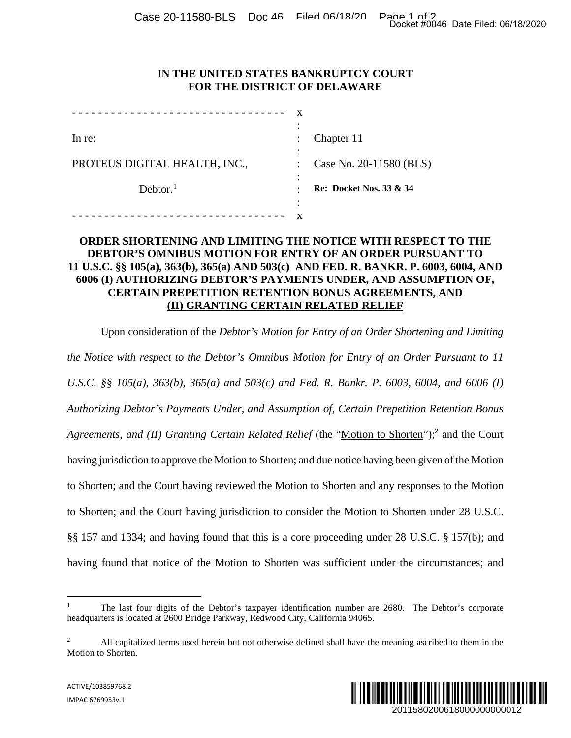# IN THE UNITED STATES BANKRUPTCY COURT FOR THE DISTRICT OF DELAWARE

| | | |
|---|---|---|
| In re: | : | Chapter 11 |
| PROTEUS DIGITAL HEALTH, INC., | : | Case No. 20-11580 (BLS) |
| Debtor.[1] | : | **Re: Docket Nos. 33 & 34** |

## ORDER SHORTENING AND LIMITING THE NOTICE WITH RESPECT TO THE DEBTOR'S OMNIBUS MOTION FOR ENTRY OF AN ORDER PURSUANT TO 11 U.S.C. §§ 105(a), 363(b), 365(a) AND 503(c) AND FED. R. BANKR. P. 6003, 6004, AND 6006 (I) AUTHORIZING DEBTOR'S PAYMENTS UNDER, AND ASSUMPTION OF, CERTAIN PREPETITION RETENTION BONUS AGREEMENTS, AND (II) GRANTING CERTAIN RELATED RELIEF

Upon consideration of the *Debtor's Motion for Entry of an Order Shortening and Limiting the Notice with respect to the Debtor's Omnibus Motion for Entry of an Order Pursuant to 11 U.S.C. §§ 105(a), 363(b), 365(a) and 503(c) and Fed. R. Bankr. P. 6003, 6004, and 6006 (I) Authorizing Debtor's Payments Under, and Assumption of, Certain Prepetition Retention Bonus Agreements, and (II) Granting Certain Related Relief* (the "Motion to Shorten");[2] and the Court having jurisdiction to approve the Motion to Shorten; and due notice having been given of the Motion to Shorten; and the Court having reviewed the Motion to Shorten and any responses to the Motion to Shorten; and the Court having jurisdiction to consider the Motion to Shorten under 28 U.S.C. §§ 157 and 1334; and having found that this is a core proceeding under 28 U.S.C. § 157(b); and having found that notice of the Motion to Shorten was sufficient under the circumstances; and

---

[1] The last four digits of the Debtor's taxpayer identification number are 2680. The Debtor's corporate headquarters is located at 2600 Bridge Parkway, Redwood City, California 94065.

[2] All capitalized terms used herein but not otherwise defined shall have the meaning ascribed to them in the Motion to Shorten.

ACTIVE/103859768.2
IMPAC 6769953v.1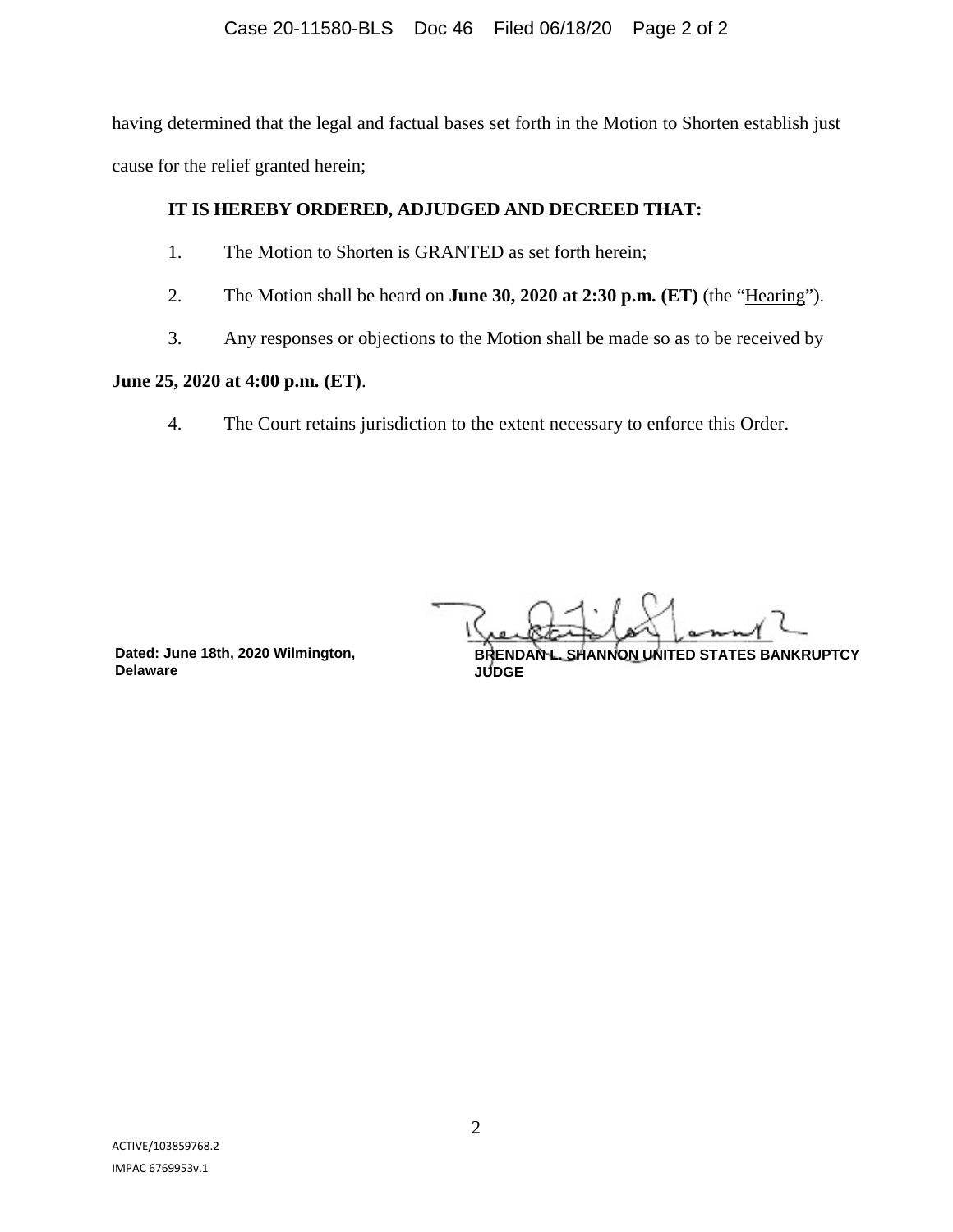having determined that the legal and factual bases set forth in the Motion to Shorten establish just cause for the relief granted herein;

**IT IS HEREBY ORDERED, ADJUDGED AND DECREED THAT:**

1. The Motion to Shorten is GRANTED as set forth herein;

2. The Motion shall be heard on **June 30, 2020 at 2:30 p.m. (ET)** (the "Hearing").

3. Any responses or objections to the Motion shall be made so as to be received by **June 25, 2020 at 4:00 p.m. (ET)**.

4. The Court retains jurisdiction to the extent necessary to enforce this Order.

**Dated: June 18th, 2020 Wilmington, Delaware**

**BRENDAN L. SHANNON UNITED STATES BANKRUPTCY JUDGE**

ACTIVE/103859768.2

IMPAC 6769953v.1